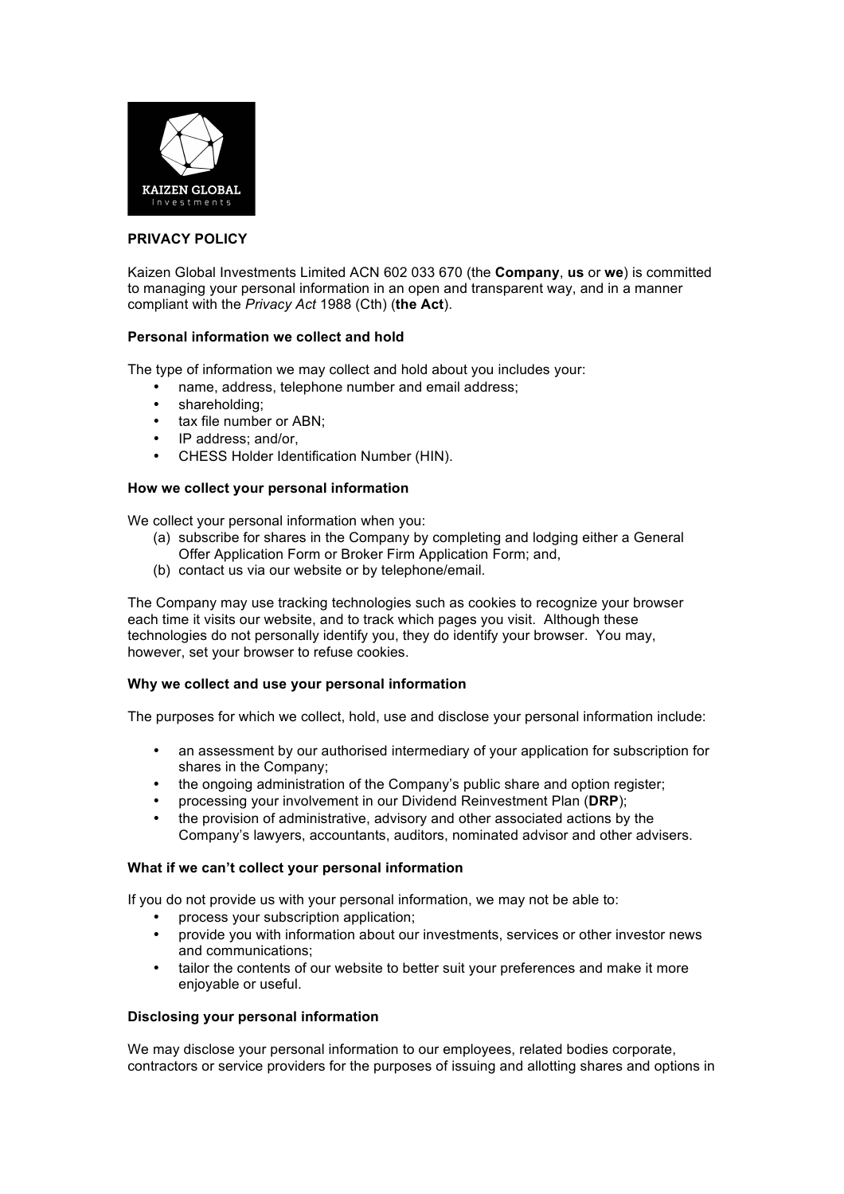## PRIVACY POLICY

Kaizen Global Investments Limited ACN 602 033 670 (the **Company**, **us** or **we**) is committed to managing your personal information in an open and transparent way, and in a manner compliant with the *Privacy Act* 1988 (Cth) (**the Act**).

### Personal information we collect and hold

The type of information we may collect and hold about you includes your:

- name, address, telephone number and email address;
- shareholding;
- tax file number or ABN;
- IP address; and/or,
- CHESS Holder Identification Number (HIN).

### How we collect your personal information

We collect your personal information when you:

(a) subscribe for shares in the Company by completing and lodging either a General Offer Application Form or Broker Firm Application Form; and,

(b) contact us via our website or by telephone/email.

The Company may use tracking technologies such as cookies to recognize your browser each time it visits our website, and to track which pages you visit. Although these technologies do not personally identify you, they do identify your browser. You may, however, set your browser to refuse cookies.

### Why we collect and use your personal information

The purposes for which we collect, hold, use and disclose your personal information include:

- an assessment by our authorised intermediary of your application for subscription for shares in the Company;
- the ongoing administration of the Company's public share and option register;
- processing your involvement in our Dividend Reinvestment Plan (**DRP**);
- the provision of administrative, advisory and other associated actions by the Company's lawyers, accountants, auditors, nominated advisor and other advisers.

### What if we can't collect your personal information

If you do not provide us with your personal information, we may not be able to:

- process your subscription application;
- provide you with information about our investments, services or other investor news and communications;
- tailor the contents of our website to better suit your preferences and make it more enjoyable or useful.

### Disclosing your personal information

We may disclose your personal information to our employees, related bodies corporate, contractors or service providers for the purposes of issuing and allotting shares and options in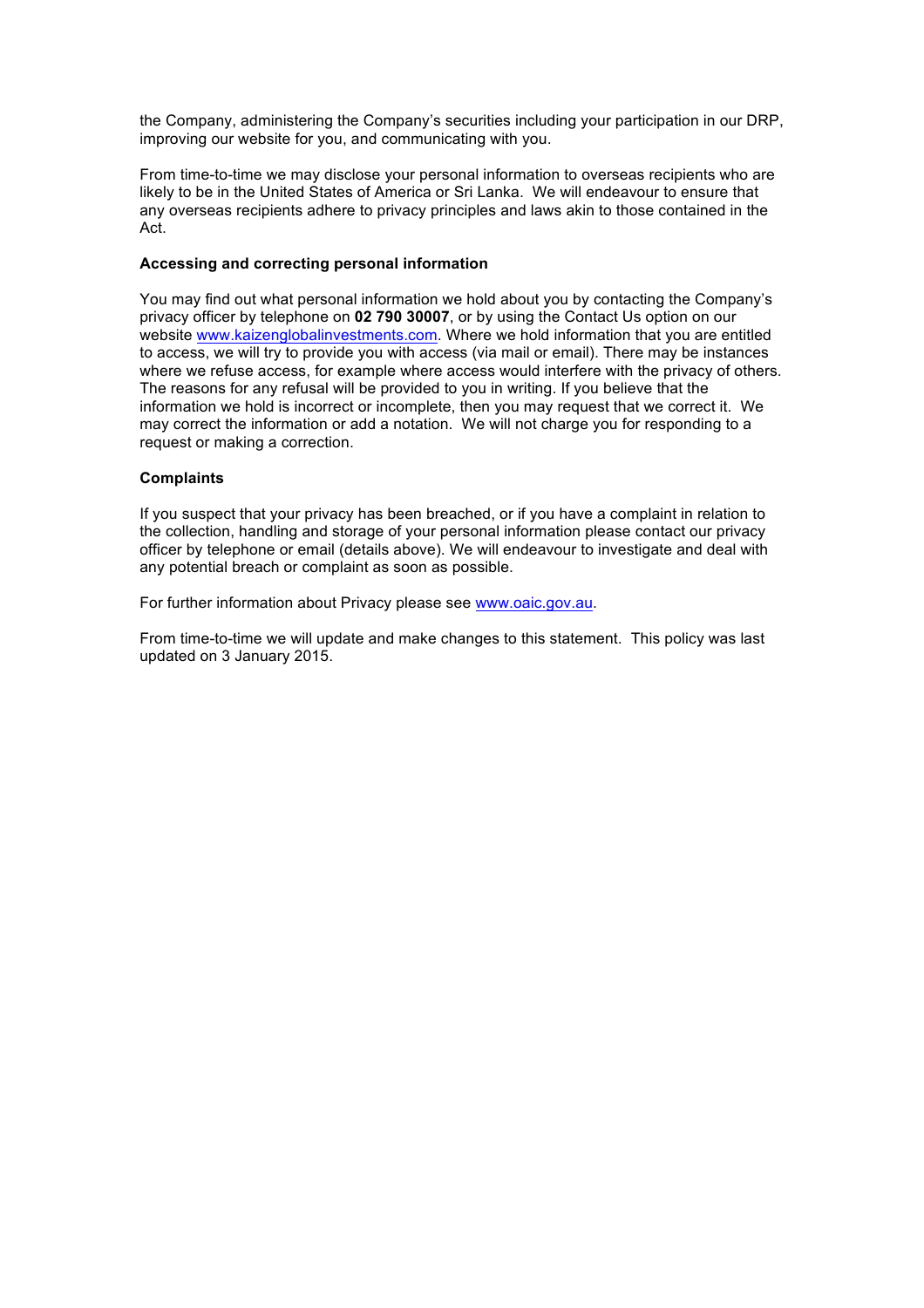the Company, administering the Company's securities including your participation in our DRP, improving our website for you, and communicating with you.

From time-to-time we may disclose your personal information to overseas recipients who are likely to be in the United States of America or Sri Lanka. We will endeavour to ensure that any overseas recipients adhere to privacy principles and laws akin to those contained in the Act.

**Accessing and correcting personal information**

You may find out what personal information we hold about you by contacting the Company's privacy officer by telephone on **02 790 30007**, or by using the Contact Us option on our website [www.kaizenglobalinvestments.com](http://www.kaizenglobalinvestments.com). Where we hold information that you are entitled to access, we will try to provide you with access (via mail or email). There may be instances where we refuse access, for example where access would interfere with the privacy of others. The reasons for any refusal will be provided to you in writing. If you believe that the information we hold is incorrect or incomplete, then you may request that we correct it. We may correct the information or add a notation. We will not charge you for responding to a request or making a correction.

**Complaints**

If you suspect that your privacy has been breached, or if you have a complaint in relation to the collection, handling and storage of your personal information please contact our privacy officer by telephone or email (details above). We will endeavour to investigate and deal with any potential breach or complaint as soon as possible.

For further information about Privacy please see [www.oaic.gov.au](http://www.oaic.gov.au).

From time-to-time we will update and make changes to this statement. This policy was last updated on 3 January 2015.